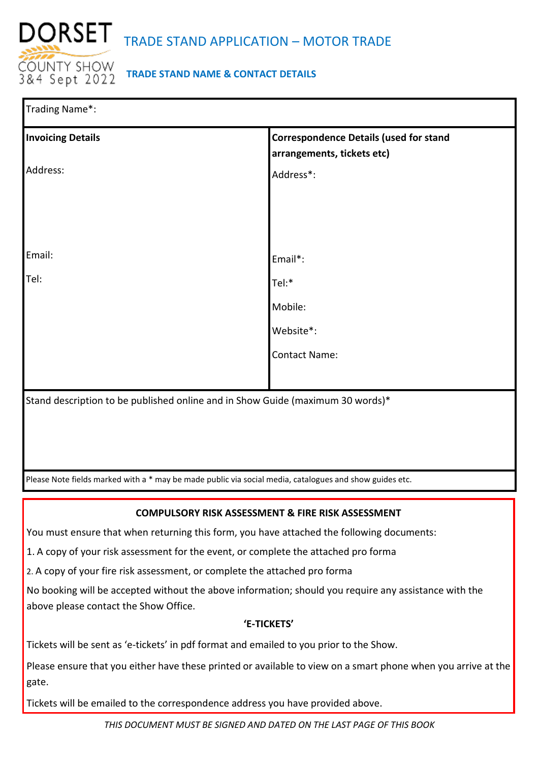DORSET COUNTY SHOW 3&4 Sept 2022

# TRADE STAND APPLICATION – MOTOR TRADE

## TRADE STAND NAME & CONTACT DETAILS

| Trading Name*: | |
|---|---|
| **Invoicing Details** | **Correspondence Details (used for stand arrangements, tickets etc)** |
| Address: | Address*: |
| Email: | Email*: |
| Tel: | Tel:* |
| | Mobile: |
| | Website*: |
| | Contact Name: |
| Stand description to be published online and in Show Guide (maximum 30 words)* | |
| Please Note fields marked with a * may be made public via social media, catalogues and show guides etc. | |

### COMPULSORY RISK ASSESSMENT & FIRE RISK ASSESSMENT

You must ensure that when returning this form, you have attached the following documents:

1. A copy of your risk assessment for the event, or complete the attached pro forma
2. A copy of your fire risk assessment, or complete the attached pro forma

No booking will be accepted without the above information; should you require any assistance with the above please contact the Show Office.

### 'E-TICKETS'

Tickets will be sent as 'e-tickets' in pdf format and emailed to you prior to the Show.

Please ensure that you either have these printed or available to view on a smart phone when you arrive at the gate.

Tickets will be emailed to the correspondence address you have provided above.

*THIS DOCUMENT MUST BE SIGNED AND DATED ON THE LAST PAGE OF THIS BOOK*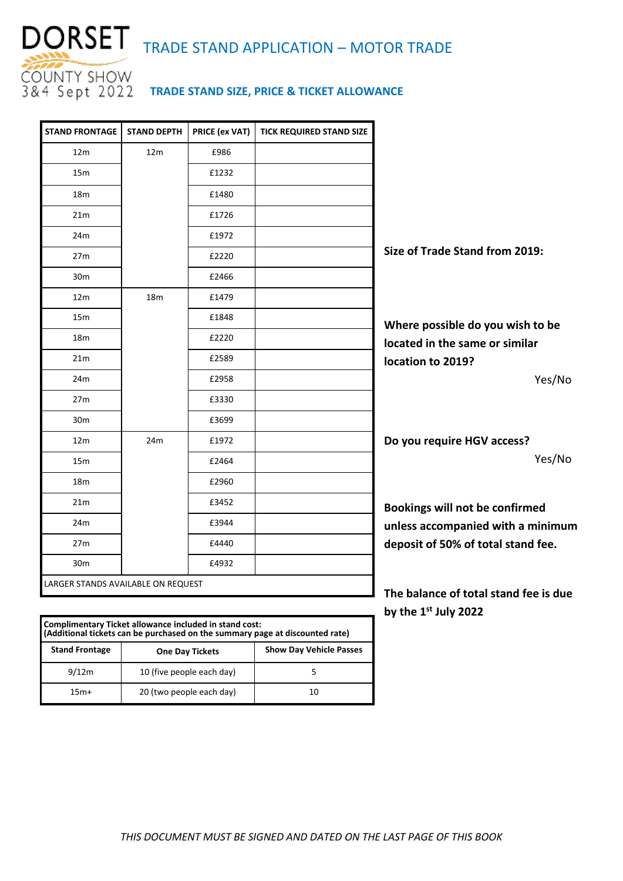# DORSET COUNTY SHOW 3&4 Sept 2022

## TRADE STAND APPLICATION – MOTOR TRADE

### TRADE STAND SIZE, PRICE & TICKET ALLOWANCE

| STAND FRONTAGE | STAND DEPTH | PRICE (ex VAT) | TICK REQUIRED STAND SIZE |
|---|---|---|---|
| 12m | 12m | £986 | |
| 15m | | £1232 | |
| 18m | | £1480 | |
| 21m | | £1726 | |
| 24m | | £1972 | |
| 27m | | £2220 | |
| 30m | | £2466 | |
| 12m | 18m | £1479 | |
| 15m | | £1848 | |
| 18m | | £2220 | |
| 21m | | £2589 | |
| 24m | | £2958 | |
| 27m | | £3330 | |
| 30m | | £3699 | |
| 12m | 24m | £1972 | |
| 15m | | £2464 | |
| 18m | | £2960 | |
| 21m | | £3452 | |
| 24m | | £3944 | |
| 27m | | £4440 | |
| 30m | | £4932 | |
| LARGER STANDS AVAILABLE ON REQUEST | | | |

**Complimentary Ticket allowance included in stand cost:**
**(Additional tickets can be purchased on the summary page at discounted rate)**

| Stand Frontage | One Day Tickets | Show Day Vehicle Passes |
|---|---|---|
| 9/12m | 10 (five people each day) | 5 |
| 15m+ | 20 (two people each day) | 10 |

**Size of Trade Stand from 2019:**

**Where possible do you wish to be located in the same or similar location to 2019?**

Yes/No

**Do you require HGV access?**

Yes/No

**Bookings will not be confirmed unless accompanied with a minimum deposit of 50% of total stand fee.**

**The balance of total stand fee is due by the 1st July 2022**

*THIS DOCUMENT MUST BE SIGNED AND DATED ON THE LAST PAGE OF THIS BOOK*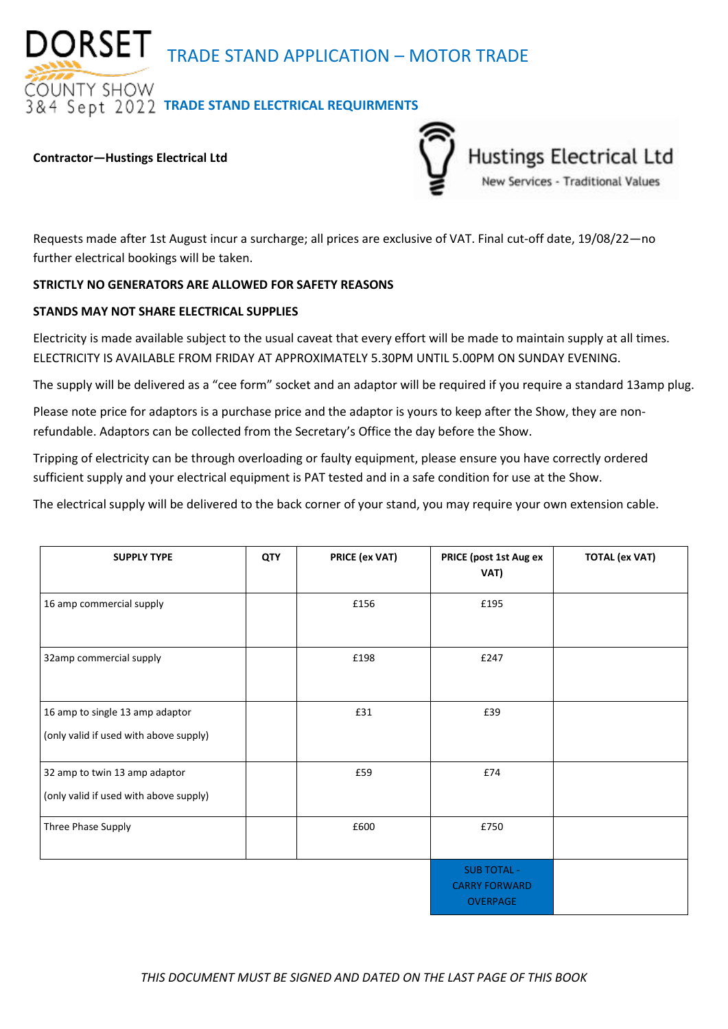# DORSET COUNTY SHOW 3&4 Sept 2022

## TRADE STAND APPLICATION – MOTOR TRADE

### TRADE STAND ELECTRICAL REQUIRMENTS

**Contractor—Hustings Electrical Ltd**

Hustings Electrical Ltd
New Services - Traditional Values

Requests made after 1st August incur a surcharge; all prices are exclusive of VAT. Final cut-off date, 19/08/22—no further electrical bookings will be taken.

**STRICTLY NO GENERATORS ARE ALLOWED FOR SAFETY REASONS**

**STANDS MAY NOT SHARE ELECTRICAL SUPPLIES**

Electricity is made available subject to the usual caveat that every effort will be made to maintain supply at all times. ELECTRICITY IS AVAILABLE FROM FRIDAY AT APPROXIMATELY 5.30PM UNTIL 5.00PM ON SUNDAY EVENING.

The supply will be delivered as a "cee form" socket and an adaptor will be required if you require a standard 13amp plug.

Please note price for adaptors is a purchase price and the adaptor is yours to keep after the Show, they are non-refundable. Adaptors can be collected from the Secretary's Office the day before the Show.

Tripping of electricity can be through overloading or faulty equipment, please ensure you have correctly ordered sufficient supply and your electrical equipment is PAT tested and in a safe condition for use at the Show.

The electrical supply will be delivered to the back corner of your stand, you may require your own extension cable.

| SUPPLY TYPE | QTY | PRICE (ex VAT) | PRICE (post 1st Aug ex VAT) | TOTAL (ex VAT) |
|---|---|---|---|---|
| 16 amp commercial supply | | £156 | £195 | |
| 32amp commercial supply | | £198 | £247 | |
| 16 amp to single 13 amp adaptor (only valid if used with above supply) | | £31 | £39 | |
| 32 amp to twin 13 amp adaptor (only valid if used with above supply) | | £59 | £74 | |
| Three Phase Supply | | £600 | £750 | |
| | | | SUB TOTAL - CARRY FORWARD OVERPAGE | |

*THIS DOCUMENT MUST BE SIGNED AND DATED ON THE LAST PAGE OF THIS BOOK*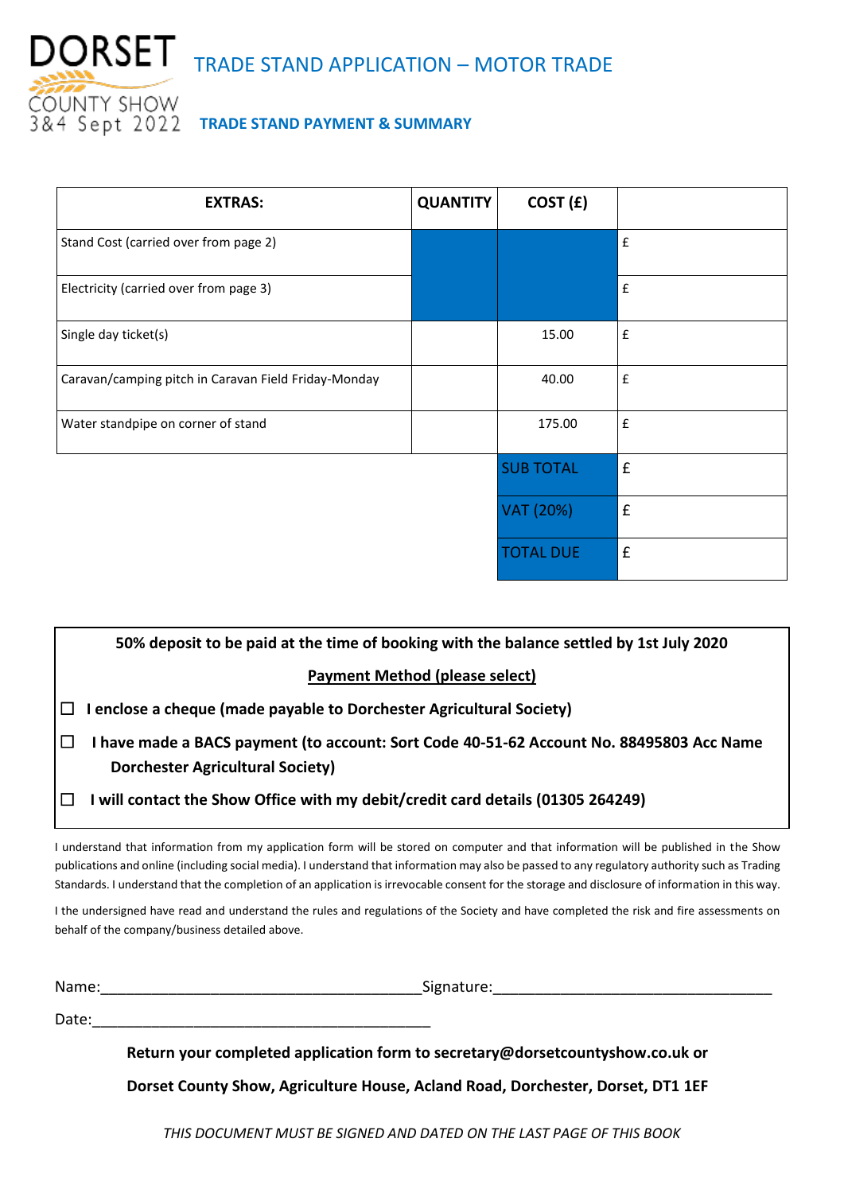DORSET COUNTY SHOW 3&4 Sept 2022

# TRADE STAND APPLICATION – MOTOR TRADE

## TRADE STAND PAYMENT & SUMMARY

| EXTRAS: | QUANTITY | COST (£) | |
|---|---|---|---|
| Stand Cost (carried over from page 2) | | | £ |
| Electricity (carried over from page 3) | | | £ |
| Single day ticket(s) | | 15.00 | £ |
| Caravan/camping pitch in Caravan Field Friday-Monday | | 40.00 | £ |
| Water standpipe on corner of stand | | 175.00 | £ |
| | | SUB TOTAL | £ |
| | | VAT (20%) | £ |
| | | TOTAL DUE | £ |

**50% deposit to be paid at the time of booking with the balance settled by 1st July 2020**

**Payment Method (please select)**

☐ **I enclose a cheque (made payable to Dorchester Agricultural Society)**

☐ **I have made a BACS payment (to account: Sort Code 40-51-62 Account No. 88495803 Acc Name Dorchester Agricultural Society)**

☐ **I will contact the Show Office with my debit/credit card details (01305 264249)**

I understand that information from my application form will be stored on computer and that information will be published in the Show publications and online (including social media). I understand that information may also be passed to any regulatory authority such as Trading Standards. I understand that the completion of an application is irrevocable consent for the storage and disclosure of information in this way.

I the undersigned have read and understand the rules and regulations of the Society and have completed the risk and fire assessments on behalf of the company/business detailed above.

Name:_______________________________________ Signature:_________________________________

Date:_________________________________________

**Return your completed application form to secretary@dorsetcountyshow.co.uk or**

**Dorset County Show, Agriculture House, Acland Road, Dorchester, Dorset, DT1 1EF**

*THIS DOCUMENT MUST BE SIGNED AND DATED ON THE LAST PAGE OF THIS BOOK*